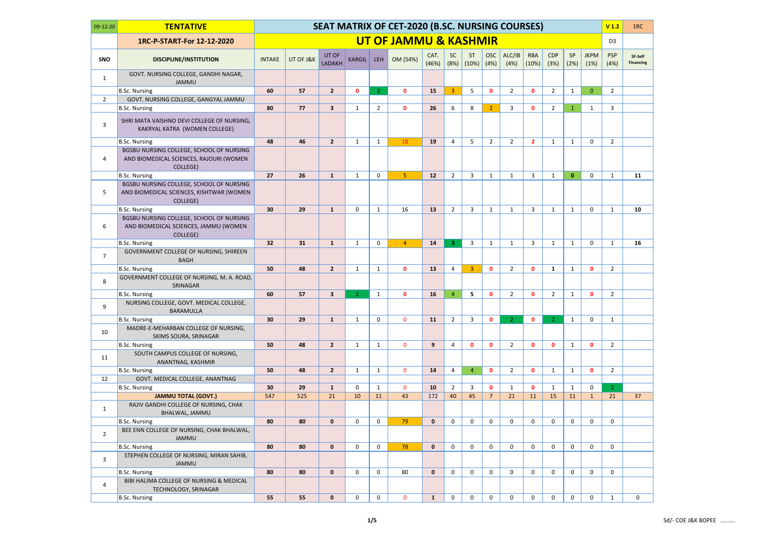| 09-12-20 | **TENTATIVE** | **SEAT MATRIX OF CET-2020 (B.SC. NURSING COURSES)** | | | | | | | | | | | | | | | | | **V 1.2** | 1RC |
|---|---|---|---|---|---|---|---|---|---|---|---|---|---|---|---|---|---|---|---|---|
| | **1RC-P-START-For 12-12-2020** | **UT OF JAMMU & KASHMIR** | | | | | | | | | | | | | | | | | D3 | |
| **SNO** | **DISCIPLINE/INSTITUTION** | INTAKE | UT OF J&K | UT OF LADAKH | KARGIL | LEH | OM (54%) | CAT. (46%) | SC (8%) | ST (10%) | OSC (4%) | ALC/IB (4%) | RBA (10%) | CDP (3%) | SP (2%) | JKPM (1%) | | | PSP (4%) | SF-Self Financing |
| 1 | GOVT. NURSING COLLEGE, GANDHI NAGAR, JAMMU | | | | | | | | | | | | | | | | | | | |
| | B.Sc. Nursing | **60** | **57** | **2** | **0** | 2 | **0** | **15** | 3 | 5 | **0** | 2 | **0** | 2 | 1 | 0 | | | 2 | |
| 2 | GOVT. NURSING COLLEGE, GANGYAL JAMMU | | | | | | | | | | | | | | | | | | | |
| | B.Sc. Nursing | **80** | **77** | **3** | 1 | 2 | **0** | **26** | 6 | 8 | 2 | 3 | **0** | 2 | 1 | 1 | | | 3 | |
| 3 | SHRI MATA VAISHNO DEVI COLLEGE OF NURSING, KAKRYAL KATRA (WOMEN COLLEGE) | | | | | | | | | | | | | | | | | | | |
| | B.Sc. Nursing | **48** | **46** | **2** | 1 | 1 | 18 | **19** | 4 | 5 | 2 | 2 | **2** | 1 | 1 | 0 | | | 2 | |
| 4 | BGSBU NURSING COLLEGE, SCHOOL OF NURSING AND BIOMEDICAL SCIENCES, RAJOURI (WOMEN COLLEGE) | | | | | | | | | | | | | | | | | | | |
| | B.Sc. Nursing | **27** | **26** | **1** | 1 | 0 | 5 | **12** | 2 | 3 | 1 | 1 | 3 | 1 | **0** | 0 | | | 1 | **11** |
| 5 | BGSBU NURSING COLLEGE, SCHOOL OF NURSING AND BIOMEDICAL SCIENCES, KISHTWAR (WOMEN COLLEGE) | | | | | | | | | | | | | | | | | | | |
| | B.Sc. Nursing | **30** | **29** | **1** | 0 | 1 | 16 | **13** | 2 | 3 | 1 | 1 | 3 | 1 | 1 | 0 | | | 1 | **10** |
| 6 | BGSBU NURSING COLLEGE, SCHOOL OF NURSING AND BIOMEDICAL SCIENCES, JAMMU (WOMEN COLLEGE) | | | | | | | | | | | | | | | | | | | |
| | B.Sc. Nursing | **32** | **31** | **1** | 1 | 0 | 4 | **14** | **3** | 3 | 1 | 1 | 3 | 1 | 1 | 0 | | | 1 | **16** |
| 7 | GOVERNMENT COLLEGE OF NURSING, SHIREEN BAGH | | | | | | | | | | | | | | | | | | | |
| | B.Sc. Nursing | **50** | **48** | **2** | 1 | 1 | **0** | **13** | 4 | 3 | **0** | 2 | **0** | **1** | 1 | **0** | | | 2 | |
| 8 | GOVERNMENT COLLEGE OF NURSING, M. A. ROAD, SRINAGAR | | | | | | | | | | | | | | | | | | | |
| | B.Sc. Nursing | **60** | **57** | **3** | 2 | 1 | **0** | **16** | 4 | **5** | **0** | 2 | **0** | 2 | 1 | **0** | | | 2 | |
| 9 | NURSING COLLEGE, GOVT. MEDICAL COLLEGE, BARAMULLA | | | | | | | | | | | | | | | | | | | |
| | B.Sc. Nursing | **30** | **29** | **1** | 1 | 0 | 0 | **11** | 2 | 3 | **0** | 2 | **0** | 2 | 1 | 0 | | | 1 | |
| 10 | MADRE-E-MEHARBAN COLLEGE OF NURSING, SKIMS SOURA, SRINAGAR | | | | | | | | | | | | | | | | | | | |
| | B.Sc. Nursing | **50** | **48** | **2** | 1 | 1 | 0 | **9** | 4 | **0** | **0** | 2 | **0** | **0** | 1 | **0** | | | 2 | |
| 11 | SOUTH CAMPUS COLLEGE OF NURSING, ANANTNAG, KASHMIR | | | | | | | | | | | | | | | | | | | |
| | B.Sc. Nursing | **50** | **48** | **2** | 1 | 1 | 0 | **14** | 4 | 4 | **0** | 2 | **0** | 1 | 1 | **0** | | | 2 | |
| 12 | GOVT. MEDICAL COLLEGE, ANANTNAG | | | | | | | | | | | | | | | | | | | |
| | B.Sc. Nursing | **30** | **29** | **1** | 0 | 1 | 0 | **10** | 2 | 3 | **0** | 1 | **0** | 1 | 1 | 0 | | | 2 | |
| | **JAMMU TOTAL (GOVT.)** | 547 | 525 | 21 | 10 | 11 | 43 | 172 | 40 | 45 | 7 | 21 | 11 | 15 | 11 | 1 | | | 21 | 37 |
| 1 | RAJIV GANDHI COLLEGE OF NURSING, CHAK BHALWAL, JAMMU | | | | | | | | | | | | | | | | | | | |
| | B.Sc. Nursing | **80** | **80** | **0** | 0 | 0 | 79 | **0** | 0 | 0 | 0 | 0 | 0 | 0 | 0 | 0 | | | 0 | |
| 2 | BEE ENN COLLEGE OF NURSING, CHAK BHALWAL, JAMMU | | | | | | | | | | | | | | | | | | | |
| | B.Sc. Nursing | **80** | **80** | **0** | 0 | 0 | 78 | **0** | 0 | 0 | 0 | 0 | 0 | 0 | 0 | 0 | | | 0 | |
| 3 | STEPHEN COLLEGE OF NURSING, MIRAN SAHIB, JAMMU | | | | | | | | | | | | | | | | | | | |
| | B.Sc. Nursing | **80** | **80** | **0** | 0 | 0 | 80 | **0** | 0 | 0 | 0 | 0 | 0 | 0 | 0 | 0 | | | 0 | |
| 4 | BIBI HALIMA COLLEGE OF NURSING & MEDICAL TECHNOLOGY, SRINAGAR | | | | | | | | | | | | | | | | | | | |
| | B.Sc. Nursing | **55** | **55** | **0** | 0 | 0 | 0 | **1** | 0 | 0 | 0 | 0 | 0 | 0 | 0 | 0 | | | 1 | 0 |

Sd/- COE J&K BOPEE .........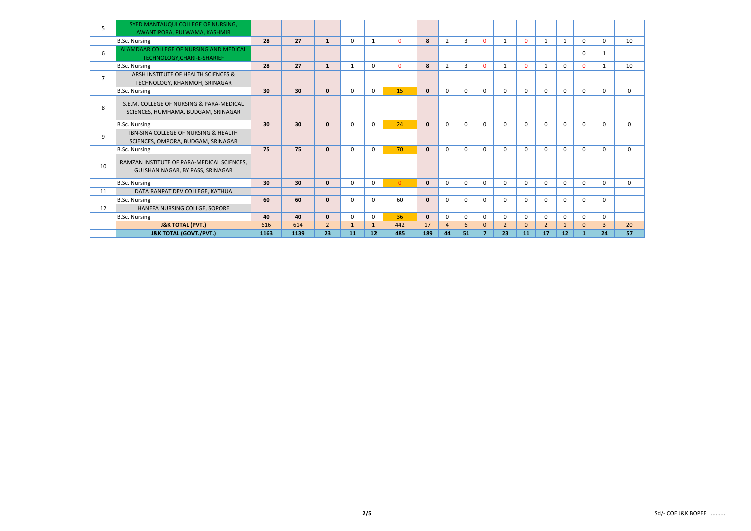| | | | | | | | | | | | | | | | | | | |
|---|---|---|---|---|---|---|---|---|---|---|---|---|---|---|---|---|---|---|
| 5 | SYED MANTAUQUI COLLEGE OF NURSING, AWANTIPORA, PULWAMA, KASHMIR | | | | | | | | | | | | | | | | | |
| | B.Sc. Nursing | **28** | **27** | **1** | 0 | 1 | 0 | **8** | 2 | 3 | 0 | 1 | 0 | 1 | 1 | 0 | 0 | 10 |
| 6 | ALAMDAAR COLLEGE OF NURSING AND MEDICAL TECHNOLOGY,CHARI-E-SHARIEF | | | | | | | | | | | | | | | 0 | 1 | |
| | B.Sc. Nursing | **28** | **27** | **1** | 1 | 0 | 0 | **8** | 2 | 3 | 0 | 1 | 0 | 1 | 0 | 0 | 1 | 10 |
| 7 | ARSH INSTITUTE OF HEALTH SCIENCES & TECHNOLOGY, KHANMOH, SRINAGAR | | | | | | | | | | | | | | | | | |
| | B.Sc. Nursing | **30** | **30** | **0** | 0 | 0 | 15 | **0** | 0 | 0 | 0 | 0 | 0 | 0 | 0 | 0 | 0 | 0 |
| 8 | S.E.M. COLLEGE OF NURSING & PARA-MEDICAL SCIENCES, HUMHAMA, BUDGAM, SRINAGAR | | | | | | | | | | | | | | | | | |
| | B.Sc. Nursing | **30** | **30** | **0** | 0 | 0 | 24 | **0** | 0 | 0 | 0 | 0 | 0 | 0 | 0 | 0 | 0 | 0 |
| 9 | IBN-SINA COLLEGE OF NURSING & HEALTH SCIENCES, OMPORA, BUDGAM, SRINAGAR | | | | | | | | | | | | | | | | | |
| | B.Sc. Nursing | **75** | **75** | **0** | 0 | 0 | 70 | **0** | 0 | 0 | 0 | 0 | 0 | 0 | 0 | 0 | 0 | 0 |
| 10 | RAMZAN INSTITUTE OF PARA-MEDICAL SCIENCES, GULSHAN NAGAR, BY PASS, SRINAGAR | | | | | | | | | | | | | | | | | |
| | B.Sc. Nursing | **30** | **30** | **0** | 0 | 0 | 0 | **0** | 0 | 0 | 0 | 0 | 0 | 0 | 0 | 0 | 0 | 0 |
| 11 | DATA RANPAT DEV COLLEGE, KATHUA | | | | | | | | | | | | | | | | | |
| | B.Sc. Nursing | **60** | **60** | **0** | 0 | 0 | 60 | **0** | 0 | 0 | 0 | 0 | 0 | 0 | 0 | 0 | 0 | |
| 12 | HANEFA NURSING COLLGE, SOPORE | | | | | | | | | | | | | | | | | |
| | B.Sc. Nursing | **40** | **40** | **0** | 0 | 0 | 36 | **0** | 0 | 0 | 0 | 0 | 0 | 0 | 0 | 0 | 0 | |
| | **J&K TOTAL (PVT.)** | 616 | 614 | 2 | 1 | 1 | 442 | 17 | 4 | 6 | 0 | 2 | 0 | 2 | 1 | 0 | 3 | 20 |
| | **J&K TOTAL (GOVT./PVT.)** | **1163** | **1139** | **23** | **11** | **12** | **485** | **189** | **44** | **51** | **7** | **23** | **11** | **17** | **12** | **1** | **24** | **57** |

Sd/- COE J&K BOPEE .........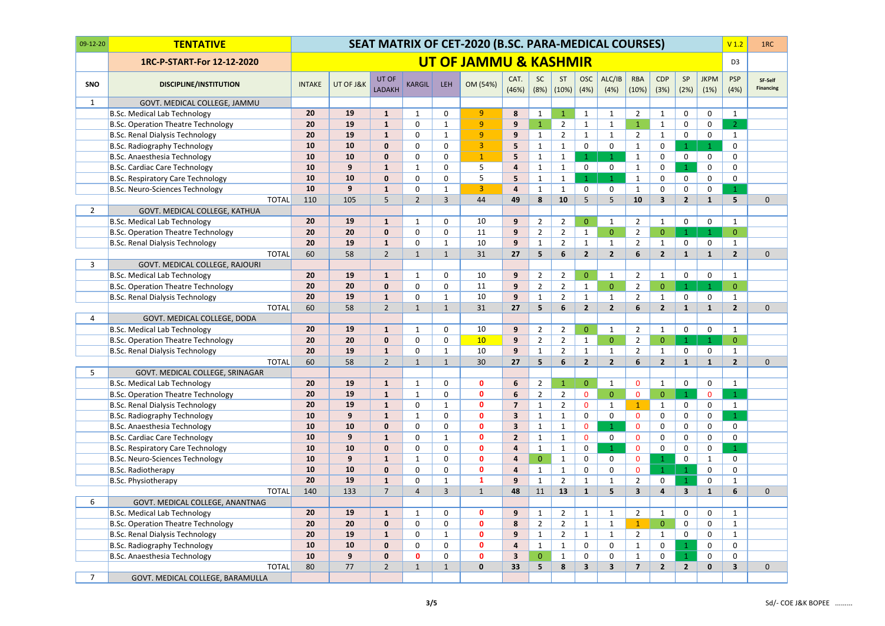| 09-12-20 | TENTATIVE | SEAT MATRIX OF CET-2020 (B.SC. PARA-MEDICAL COURSES) | | | | | | | | | | | | | | | | V 1.2 | 1RC |
|---|---|---|---|---|---|---|---|---|---|---|---|---|---|---|---|---|---|---|---|
| | 1RC-P-START-For 12-12-2020 | UT OF JAMMU & KASHMIR | | | | | | | | | | | | | | | | D3 | |
| SNO | DISCIPLINE/INSTITUTION | INTAKE | UT OF J&K | UT OF LADAKH | KARGIL | LEH | OM (54%) | CAT. (46%) | SC (8%) | ST (10%) | OSC (4%) | ALC/IB (4%) | RBA (10%) | CDP (3%) | SP (2%) | JKPM (1%) | PSP (4%) | SF-Self Financing | |
| 1 | GOVT. MEDICAL COLLEGE, JAMMU | | | | | | | | | | | | | | | | | | |
| | B.Sc. Medical Lab Technology | 20 | 19 | 1 | 1 | 0 | 9 | 8 | 1 | 1 | 1 | 1 | 2 | 1 | 0 | 0 | 1 | | |
| | B.Sc. Operation Theatre Technology | 20 | 19 | 1 | 0 | 1 | 9 | 9 | 1 | 2 | 1 | 1 | 1 | 1 | 0 | 0 | 2 | | |
| | B.Sc. Renal Dialysis Technology | 20 | 19 | 1 | 0 | 1 | 9 | 9 | 1 | 2 | 1 | 1 | 2 | 1 | 0 | 0 | 1 | | |
| | B.Sc. Radiography Technology | 10 | 10 | 0 | 0 | 0 | 3 | 5 | 1 | 1 | 0 | 0 | 1 | 0 | 1 | 1 | 0 | | |
| | B.Sc. Anaesthesia Technology | 10 | 10 | 0 | 0 | 0 | 1 | 5 | 1 | 1 | 1 | 1 | 1 | 0 | 0 | 0 | 0 | | |
| | B.Sc. Cardiac Care Technology | 10 | 9 | 1 | 1 | 0 | 5 | 4 | 1 | 1 | 0 | 0 | 1 | 0 | 1 | 0 | 0 | | |
| | B.Sc. Respiratory Care Technology | 10 | 10 | 0 | 0 | 0 | 5 | 5 | 1 | 1 | 1 | 1 | 1 | 0 | 0 | 0 | 0 | | |
| | B.Sc. Neuro-Sciences Technology | 10 | 9 | 1 | 0 | 1 | 3 | 4 | 1 | 1 | 0 | 0 | 1 | 0 | 0 | 0 | 1 | | |
| | TOTAL | 110 | 105 | 5 | 2 | 3 | 44 | 49 | 8 | 10 | 5 | 5 | 10 | 3 | 2 | 1 | 5 | 0 | |
| 2 | GOVT. MEDICAL COLLEGE, KATHUA | | | | | | | | | | | | | | | | | | |
| | B.Sc. Medical Lab Technology | 20 | 19 | 1 | 1 | 0 | 10 | 9 | 2 | 2 | 0 | 1 | 2 | 1 | 0 | 0 | 1 | | |
| | B.Sc. Operation Theatre Technology | 20 | 20 | 0 | 0 | 0 | 11 | 9 | 2 | 2 | 1 | 0 | 2 | 0 | 1 | 1 | 0 | | |
| | B.Sc. Renal Dialysis Technology | 20 | 19 | 1 | 0 | 1 | 10 | 9 | 1 | 2 | 1 | 1 | 2 | 1 | 0 | 0 | 1 | | |
| | TOTAL | 60 | 58 | 2 | 1 | 1 | 31 | 27 | 5 | 6 | 2 | 2 | 6 | 2 | 1 | 1 | 2 | 0 | |
| 3 | GOVT. MEDICAL COLLEGE, RAJOURI | | | | | | | | | | | | | | | | | | |
| | B.Sc. Medical Lab Technology | 20 | 19 | 1 | 1 | 0 | 10 | 9 | 2 | 2 | 0 | 1 | 2 | 1 | 0 | 0 | 1 | | |
| | B.Sc. Operation Theatre Technology | 20 | 20 | 0 | 0 | 0 | 11 | 9 | 2 | 2 | 1 | 0 | 2 | 0 | 1 | 1 | 0 | | |
| | B.Sc. Renal Dialysis Technology | 20 | 19 | 1 | 0 | 1 | 10 | 9 | 1 | 2 | 1 | 1 | 2 | 1 | 0 | 0 | 1 | | |
| | TOTAL | 60 | 58 | 2 | 1 | 1 | 31 | 27 | 5 | 6 | 2 | 2 | 6 | 2 | 1 | 1 | 2 | 0 | |
| 4 | GOVT. MEDICAL COLLEGE, DODA | | | | | | | | | | | | | | | | | | |
| | B.Sc. Medical Lab Technology | 20 | 19 | 1 | 1 | 0 | 10 | 9 | 2 | 2 | 0 | 1 | 2 | 1 | 0 | 0 | 1 | | |
| | B.Sc. Operation Theatre Technology | 20 | 20 | 0 | 0 | 0 | 10 | 9 | 2 | 2 | 1 | 0 | 2 | 0 | 1 | 1 | 0 | | |
| | B.Sc. Renal Dialysis Technology | 20 | 19 | 1 | 0 | 1 | 10 | 9 | 1 | 2 | 1 | 1 | 2 | 1 | 0 | 0 | 1 | | |
| | TOTAL | 60 | 58 | 2 | 1 | 1 | 30 | 27 | 5 | 6 | 2 | 2 | 6 | 2 | 1 | 1 | 2 | 0 | |
| 5 | GOVT. MEDICAL COLLEGE, SRINAGAR | | | | | | | | | | | | | | | | | | |
| | B.Sc. Medical Lab Technology | 20 | 19 | 1 | 1 | 0 | 0 | 6 | 2 | 1 | 0 | 1 | 0 | 1 | 0 | 0 | 1 | | |
| | B.Sc. Operation Theatre Technology | 20 | 19 | 1 | 1 | 0 | 0 | 6 | 2 | 2 | 0 | 0 | 0 | 0 | 1 | 0 | 1 | | |
| | B.Sc. Renal Dialysis Technology | 20 | 19 | 1 | 0 | 1 | 0 | 7 | 1 | 2 | 0 | 1 | 1 | 1 | 0 | 0 | 1 | | |
| | B.Sc. Radiography Technology | 10 | 9 | 1 | 1 | 0 | 0 | 3 | 1 | 1 | 0 | 0 | 0 | 0 | 0 | 0 | 1 | | |
| | B.Sc. Anaesthesia Technology | 10 | 10 | 0 | 0 | 0 | 0 | 3 | 1 | 1 | 0 | 1 | 0 | 0 | 0 | 0 | 0 | | |
| | B.Sc. Cardiac Care Technology | 10 | 9 | 1 | 0 | 1 | 0 | 2 | 1 | 1 | 0 | 0 | 0 | 0 | 0 | 0 | 0 | | |
| | B.Sc. Respiratory Care Technology | 10 | 10 | 0 | 0 | 0 | 0 | 4 | 1 | 1 | 0 | 1 | 0 | 0 | 0 | 0 | 1 | | |
| | B.Sc. Neuro-Sciences Technology | 10 | 9 | 1 | 1 | 0 | 0 | 4 | 0 | 1 | 0 | 0 | 0 | 1 | 0 | 1 | 0 | | |
| | B.Sc. Radiotherapy | 10 | 10 | 0 | 0 | 0 | 0 | 4 | 1 | 1 | 0 | 0 | 0 | 1 | 1 | 0 | 0 | | |
| | B.Sc. Physiotherapy | 20 | 19 | 1 | 0 | 1 | 1 | 9 | 1 | 2 | 1 | 1 | 2 | 0 | 1 | 0 | 1 | | |
| | TOTAL | 140 | 133 | 7 | 4 | 3 | 1 | 48 | 11 | 13 | 1 | 5 | 3 | 4 | 3 | 1 | 6 | 0 | |
| 6 | GOVT. MEDICAL COLLEGE, ANANTNAG | | | | | | | | | | | | | | | | | | |
| | B.Sc. Medical Lab Technology | 20 | 19 | 1 | 1 | 0 | 0 | 9 | 1 | 2 | 1 | 1 | 2 | 1 | 0 | 0 | 1 | | |
| | B.Sc. Operation Theatre Technology | 20 | 20 | 0 | 0 | 0 | 0 | 8 | 2 | 2 | 1 | 1 | 1 | 0 | 0 | 0 | 1 | | |
| | B.Sc. Renal Dialysis Technology | 20 | 19 | 1 | 0 | 1 | 0 | 9 | 1 | 2 | 1 | 1 | 2 | 1 | 0 | 0 | 1 | | |
| | B.Sc. Radiography Technology | 10 | 10 | 0 | 0 | 0 | 0 | 4 | 1 | 1 | 0 | 0 | 1 | 0 | 1 | 0 | 0 | | |
| | B.Sc. Anaesthesia Technology | 10 | 9 | 0 | 0 | 0 | 0 | 3 | 0 | 1 | 0 | 0 | 1 | 0 | 1 | 0 | 0 | | |
| | TOTAL | 80 | 77 | 2 | 1 | 1 | 0 | 33 | 5 | 8 | 3 | 3 | 7 | 2 | 2 | 0 | 3 | 0 | |
| 7 | GOVT. MEDICAL COLLEGE, BARAMULLA | | | | | | | | | | | | | | | | | | |

Sd/- COE J&K BOPEE .........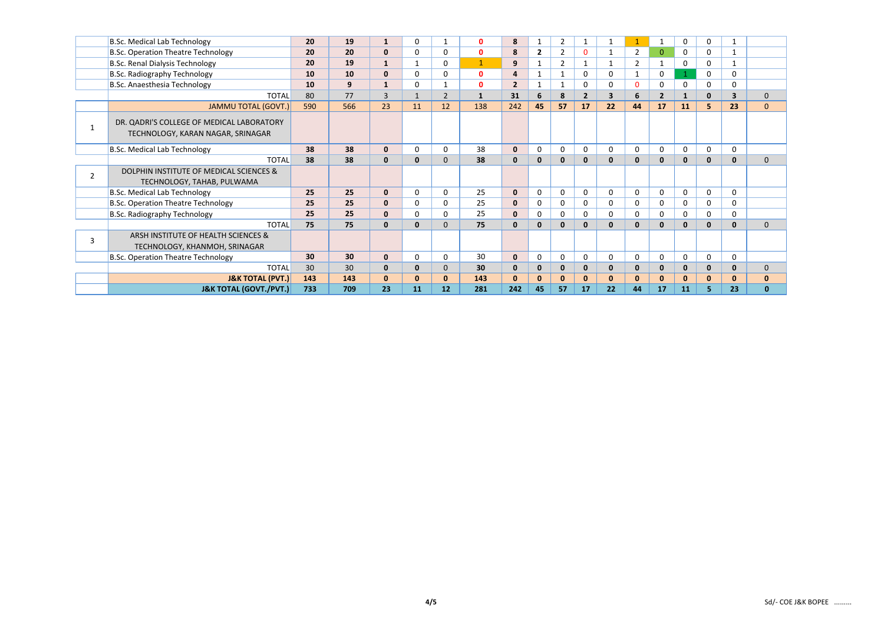| | | | | | | | | | | | | | | | | | |
|---|---|---|---|---|---|---|---|---|---|---|---|---|---|---|---|---|---|
| | B.Sc. Medical Lab Technology | **20** | **19** | **1** | 0 | 1 | **0** | **8** | 1 | 2 | 1 | 1 | 1 | 1 | 0 | 0 | 1 | |
| | B.Sc. Operation Theatre Technology | **20** | **20** | **0** | 0 | 0 | **0** | **8** | **2** | 2 | 0 | 1 | 2 | 0 | 0 | 0 | 1 | |
| | B.Sc. Renal Dialysis Technology | **20** | **19** | **1** | 1 | 0 | 1 | **9** | 1 | 2 | 1 | 1 | 2 | 1 | 0 | 0 | 1 | |
| | B.Sc. Radiography Technology | **10** | **10** | **0** | 0 | 0 | **0** | **4** | 1 | 1 | 0 | 0 | 1 | 0 | 1 | 0 | 0 | |
| | B.Sc. Anaesthesia Technology | **10** | **9** | **1** | 0 | 1 | **0** | **2** | 1 | 1 | 0 | 0 | 0 | 0 | 0 | 0 | 0 | |
| | TOTAL | 80 | 77 | 3 | 1 | 2 | **1** | **31** | **6** | **8** | **2** | **3** | **6** | **2** | **1** | **0** | **3** | 0 |
| | JAMMU TOTAL (GOVT.) | 590 | 566 | 23 | 11 | 12 | 138 | 242 | **45** | **57** | **17** | **22** | **44** | **17** | **11** | **5** | **23** | 0 |
| 1 | DR. QADRI'S COLLEGE OF MEDICAL LABORATORY TECHNOLOGY, KARAN NAGAR, SRINAGAR | | | | | | | | | | | | | | | | | |
| | B.Sc. Medical Lab Technology | **38** | **38** | **0** | 0 | 0 | 38 | **0** | 0 | 0 | 0 | 0 | 0 | 0 | 0 | 0 | 0 | |
| | TOTAL | **38** | **38** | **0** | **0** | 0 | **38** | **0** | **0** | **0** | **0** | **0** | **0** | **0** | **0** | **0** | **0** | 0 |
| 2 | DOLPHIN INSTITUTE OF MEDICAL SCIENCES & TECHNOLOGY, TAHAB, PULWAMA | | | | | | | | | | | | | | | | | |
| | B.Sc. Medical Lab Technology | **25** | **25** | **0** | 0 | 0 | 25 | **0** | 0 | 0 | 0 | 0 | 0 | 0 | 0 | 0 | 0 | |
| | B.Sc. Operation Theatre Technology | **25** | **25** | **0** | 0 | 0 | 25 | **0** | 0 | 0 | 0 | 0 | 0 | 0 | 0 | 0 | 0 | |
| | B.Sc. Radiography Technology | **25** | **25** | **0** | 0 | 0 | 25 | **0** | 0 | 0 | 0 | 0 | 0 | 0 | 0 | 0 | 0 | |
| | TOTAL | **75** | **75** | **0** | **0** | 0 | **75** | **0** | **0** | **0** | **0** | **0** | **0** | **0** | **0** | **0** | **0** | 0 |
| 3 | ARSH INSTITUTE OF HEALTH SCIENCES & TECHNOLOGY, KHANMOH, SRINAGAR | | | | | | | | | | | | | | | | | |
| | B.Sc. Operation Theatre Technology | **30** | **30** | **0** | 0 | 0 | 30 | **0** | 0 | 0 | 0 | 0 | 0 | 0 | 0 | 0 | 0 | |
| | TOTAL | 30 | 30 | **0** | **0** | 0 | **30** | **0** | **0** | **0** | **0** | **0** | **0** | **0** | **0** | **0** | **0** | 0 |
| | **J&K TOTAL (PVT.)** | **143** | **143** | **0** | **0** | **0** | **143** | **0** | **0** | **0** | **0** | **0** | **0** | **0** | **0** | **0** | **0** | **0** |
| | **J&K TOTAL (GOVT./PVT.)** | **733** | **709** | **23** | **11** | **12** | **281** | **242** | **45** | **57** | **17** | **22** | **44** | **17** | **11** | **5** | **23** | **0** |

Sd/- COE J&K BOPEE .........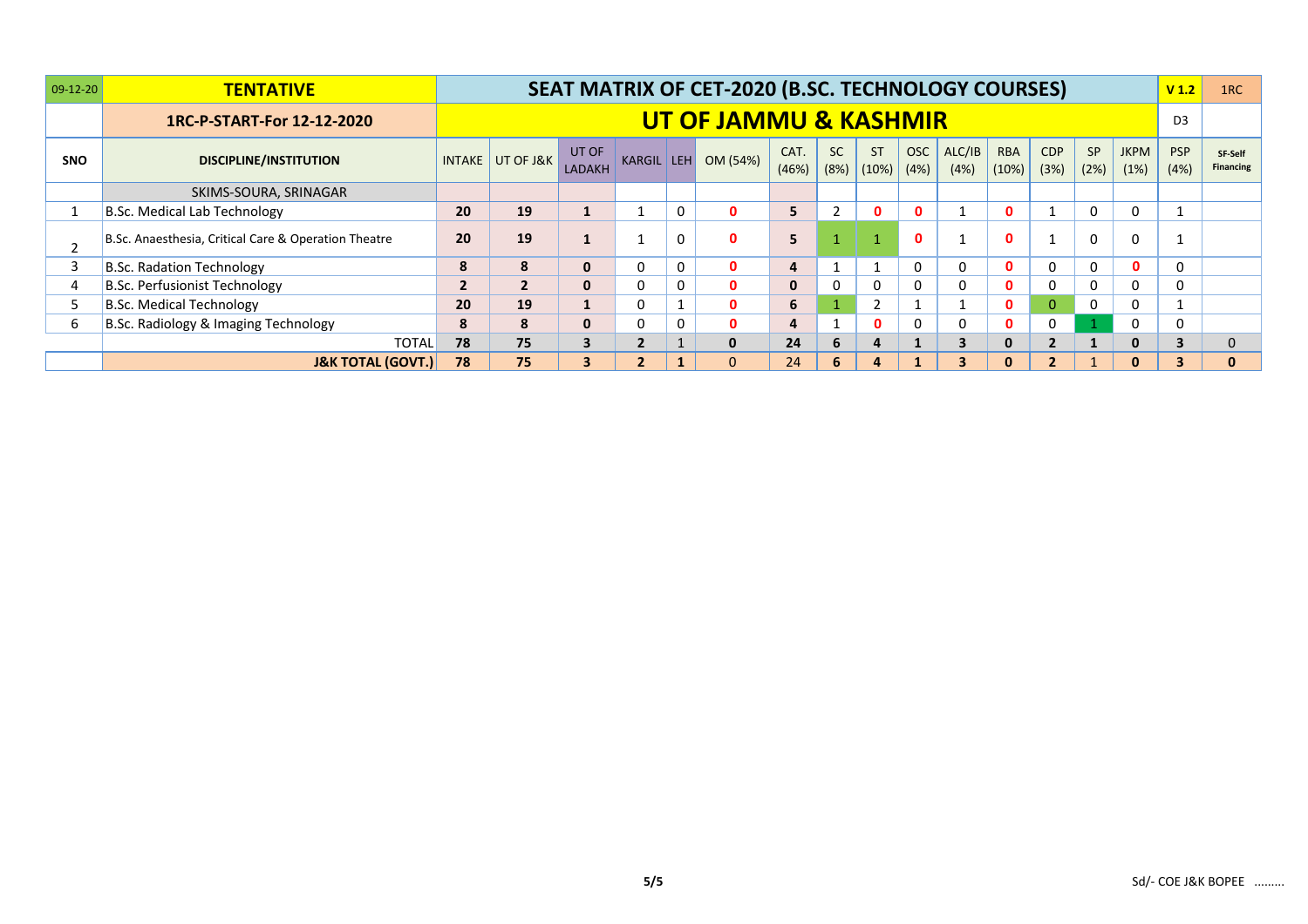| 09-12-20 | TENTATIVE | SEAT MATRIX OF CET-2020 (B.SC. TECHNOLOGY COURSES) | | | | | | | | | | | | | | | | V 1.2 | 1RC |
|---|---|---|---|---|---|---|---|---|---|---|---|---|---|---|---|---|---|---|---|
| | 1RC-P-START-For 12-12-2020 | UT OF JAMMU & KASHMIR | | | | | | | | | | | | | | | | D3 | |
| SNO | DISCIPLINE/INSTITUTION | INTAKE | UT OF J&K | UT OF LADAKH | KARGIL | LEH | OM (54%) | CAT. (46%) | SC (8%) | ST (10%) | OSC (4%) | ALC/IB (4%) | RBA (10%) | CDP (3%) | SP (2%) | JKPM (1%) | PSP (4%) | SF-Self Financing | |
| | SKIMS-SOURA, SRINAGAR | | | | | | | | | | | | | | | | | | |
| 1 | B.Sc. Medical Lab Technology | 20 | 19 | 1 | 1 | 0 | 0 | 5 | 2 | 0 | 0 | 1 | 0 | 1 | 0 | 0 | 1 | | |
| 2 | B.Sc. Anaesthesia, Critical Care & Operation Theatre | 20 | 19 | 1 | 1 | 0 | 0 | 5 | 1 | 1 | 0 | 1 | 0 | 1 | 0 | 0 | 1 | | |
| 3 | B.Sc. Radation Technology | 8 | 8 | 0 | 0 | 0 | 0 | 4 | 1 | 1 | 0 | 0 | 0 | 0 | 0 | 0 | 0 | | |
| 4 | B.Sc. Perfusionist Technology | 2 | 2 | 0 | 0 | 0 | 0 | 0 | 0 | 0 | 0 | 0 | 0 | 0 | 0 | 0 | 0 | | |
| 5 | B.Sc. Medical Technology | 20 | 19 | 1 | 0 | 1 | 0 | 6 | 1 | 2 | 1 | 1 | 0 | 0 | 0 | 0 | 1 | | |
| 6 | B.Sc. Radiology & Imaging Technology | 8 | 8 | 0 | 0 | 0 | 0 | 4 | 1 | 0 | 0 | 0 | 0 | 0 | 1 | 0 | 0 | | |
| | TOTAL | 78 | 75 | 3 | 2 | 1 | 0 | 24 | 6 | 4 | 1 | 3 | 0 | 2 | 1 | 0 | 3 | 0 | |
| | J&K TOTAL (GOVT.) | 78 | 75 | 3 | 2 | 1 | 0 | 24 | 6 | 4 | 1 | 3 | 0 | 2 | 1 | 0 | 3 | 0 | |

Sd/- COE J&K BOPEE .........